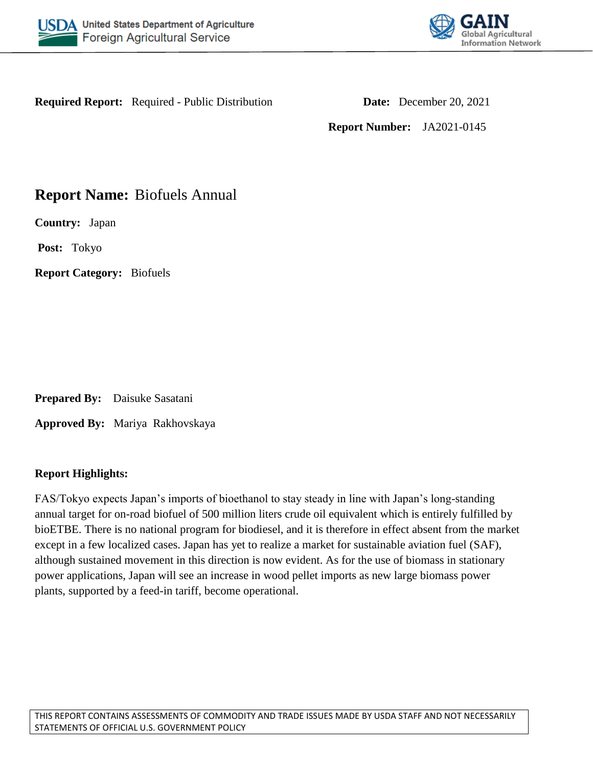**Required Report:** Required - Public Distribution

**Date:** December 20, 2021

**Report Number:** JA2021-0145

# Report Name: Biofuels Annual

**Country:** Japan

**Post:** Tokyo

**Report Category:** Biofuels

**Prepared By:** Daisuke Sasatani

**Approved By:** Mariya Rakhovskaya

**Report Highlights:**

FAS/Tokyo expects Japan's imports of bioethanol to stay steady in line with Japan's long-standing annual target for on-road biofuel of 500 million liters crude oil equivalent which is entirely fulfilled by bioETBE. There is no national program for biodiesel, and it is therefore in effect absent from the market except in a few localized cases. Japan has yet to realize a market for sustainable aviation fuel (SAF), although sustained movement in this direction is now evident. As for the use of biomass in stationary power applications, Japan will see an increase in wood pellet imports as new large biomass power plants, supported by a feed-in tariff, become operational.

THIS REPORT CONTAINS ASSESSMENTS OF COMMODITY AND TRADE ISSUES MADE BY USDA STAFF AND NOT NECESSARILY STATEMENTS OF OFFICIAL U.S. GOVERNMENT POLICY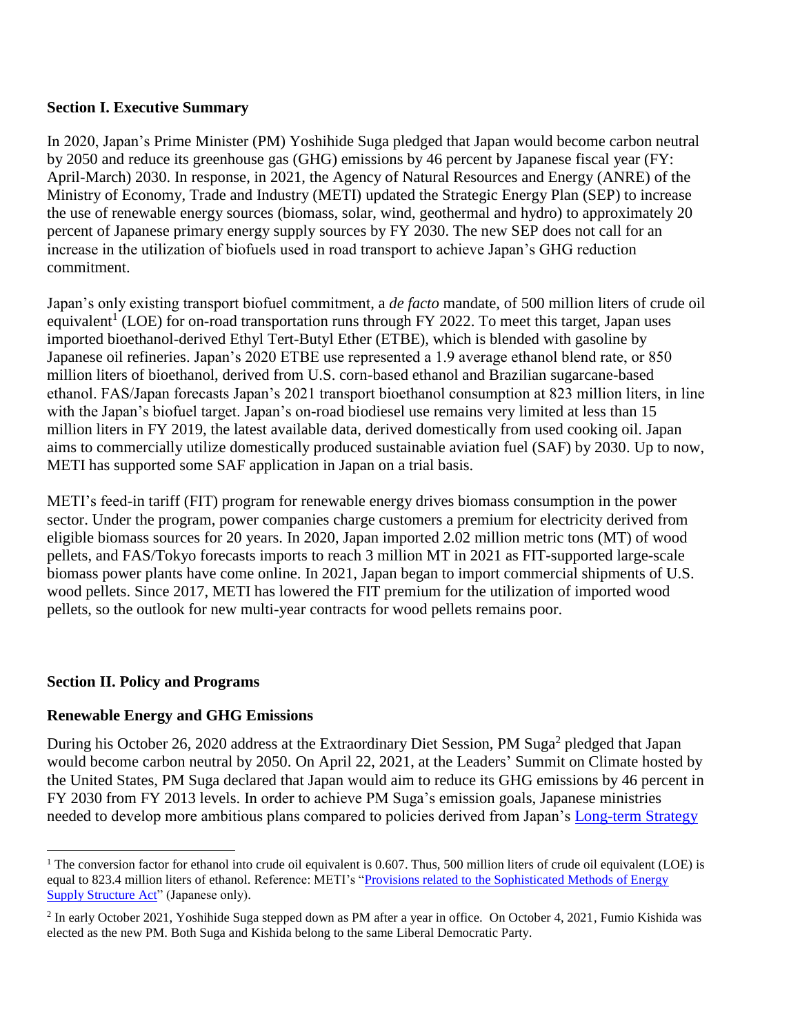## Section I. Executive Summary

In 2020, Japan's Prime Minister (PM) Yoshihide Suga pledged that Japan would become carbon neutral by 2050 and reduce its greenhouse gas (GHG) emissions by 46 percent by Japanese fiscal year (FY: April-March) 2030. In response, in 2021, the Agency of Natural Resources and Energy (ANRE) of the Ministry of Economy, Trade and Industry (METI) updated the Strategic Energy Plan (SEP) to increase the use of renewable energy sources (biomass, solar, wind, geothermal and hydro) to approximately 20 percent of Japanese primary energy supply sources by FY 2030. The new SEP does not call for an increase in the utilization of biofuels used in road transport to achieve Japan's GHG reduction commitment.

Japan's only existing transport biofuel commitment, a *de facto* mandate, of 500 million liters of crude oil equivalent[1] (LOE) for on-road transportation runs through FY 2022. To meet this target, Japan uses imported bioethanol-derived Ethyl Tert-Butyl Ether (ETBE), which is blended with gasoline by Japanese oil refineries. Japan's 2020 ETBE use represented a 1.9 average ethanol blend rate, or 850 million liters of bioethanol, derived from U.S. corn-based ethanol and Brazilian sugarcane-based ethanol. FAS/Japan forecasts Japan's 2021 transport bioethanol consumption at 823 million liters, in line with the Japan's biofuel target. Japan's on-road biodiesel use remains very limited at less than 15 million liters in FY 2019, the latest available data, derived domestically from used cooking oil. Japan aims to commercially utilize domestically produced sustainable aviation fuel (SAF) by 2030. Up to now, METI has supported some SAF application in Japan on a trial basis.

METI's feed-in tariff (FIT) program for renewable energy drives biomass consumption in the power sector. Under the program, power companies charge customers a premium for electricity derived from eligible biomass sources for 20 years. In 2020, Japan imported 2.02 million metric tons (MT) of wood pellets, and FAS/Tokyo forecasts imports to reach 3 million MT in 2021 as FIT-supported large-scale biomass power plants have come online. In 2021, Japan began to import commercial shipments of U.S. wood pellets. Since 2017, METI has lowered the FIT premium for the utilization of imported wood pellets, so the outlook for new multi-year contracts for wood pellets remains poor.

## Section II. Policy and Programs

### Renewable Energy and GHG Emissions

During his October 26, 2020 address at the Extraordinary Diet Session, PM Suga[2] pledged that Japan would become carbon neutral by 2050. On April 22, 2021, at the Leaders' Summit on Climate hosted by the United States, PM Suga declared that Japan would aim to reduce its GHG emissions by 46 percent in FY 2030 from FY 2013 levels. In order to achieve PM Suga's emission goals, Japanese ministries needed to develop more ambitious plans compared to policies derived from Japan's Long-term Strategy

---

[1] The conversion factor for ethanol into crude oil equivalent is 0.607. Thus, 500 million liters of crude oil equivalent (LOE) is equal to 823.4 million liters of ethanol. Reference: METI's "Provisions related to the Sophisticated Methods of Energy Supply Structure Act" (Japanese only).

[2] In early October 2021, Yoshihide Suga stepped down as PM after a year in office. On October 4, 2021, Fumio Kishida was elected as the new PM. Both Suga and Kishida belong to the same Liberal Democratic Party.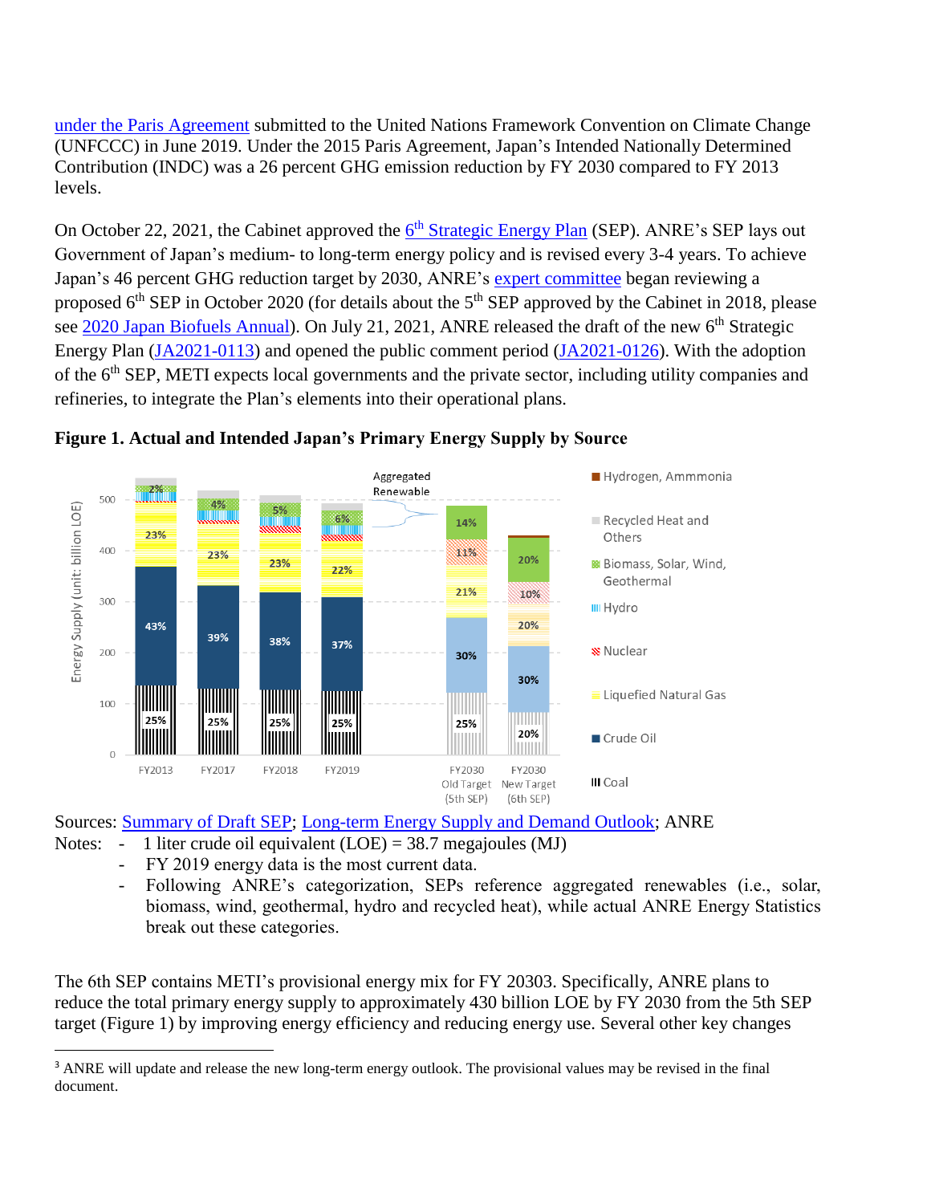under the Paris Agreement submitted to the United Nations Framework Convention on Climate Change (UNFCCC) in June 2019. Under the 2015 Paris Agreement, Japan's Intended Nationally Determined Contribution (INDC) was a 26 percent GHG emission reduction by FY 2030 compared to FY 2013 levels.

On October 22, 2021, the Cabinet approved the 6th Strategic Energy Plan (SEP). ANRE's SEP lays out Government of Japan's medium- to long-term energy policy and is revised every 3-4 years. To achieve Japan's 46 percent GHG reduction target by 2030, ANRE's expert committee began reviewing a proposed 6th SEP in October 2020 (for details about the 5th SEP approved by the Cabinet in 2018, please see 2020 Japan Biofuels Annual). On July 21, 2021, ANRE released the draft of the new 6th Strategic Energy Plan (JA2021-0113) and opened the public comment period (JA2021-0126). With the adoption of the 6th SEP, METI expects local governments and the private sector, including utility companies and refineries, to integrate the Plan's elements into their operational plans.

**Figure 1. Actual and Intended Japan's Primary Energy Supply by Source**

Sources: Summary of Draft SEP; Long-term Energy Supply and Demand Outlook; ANRE

Notes:
- 1 liter crude oil equivalent (LOE) = 38.7 megajoules (MJ)
- FY 2019 energy data is the most current data.
- Following ANRE's categorization, SEPs reference aggregated renewables (i.e., solar, biomass, wind, geothermal, hydro and recycled heat), while actual ANRE Energy Statistics break out these categories.

The 6th SEP contains METI's provisional energy mix for FY 2030[3]. Specifically, ANRE plans to reduce the total primary energy supply to approximately 430 billion LOE by FY 2030 from the 5th SEP target (Figure 1) by improving energy efficiency and reducing energy use. Several other key changes

[3] ANRE will update and release the new long-term energy outlook. The provisional values may be revised in the final document.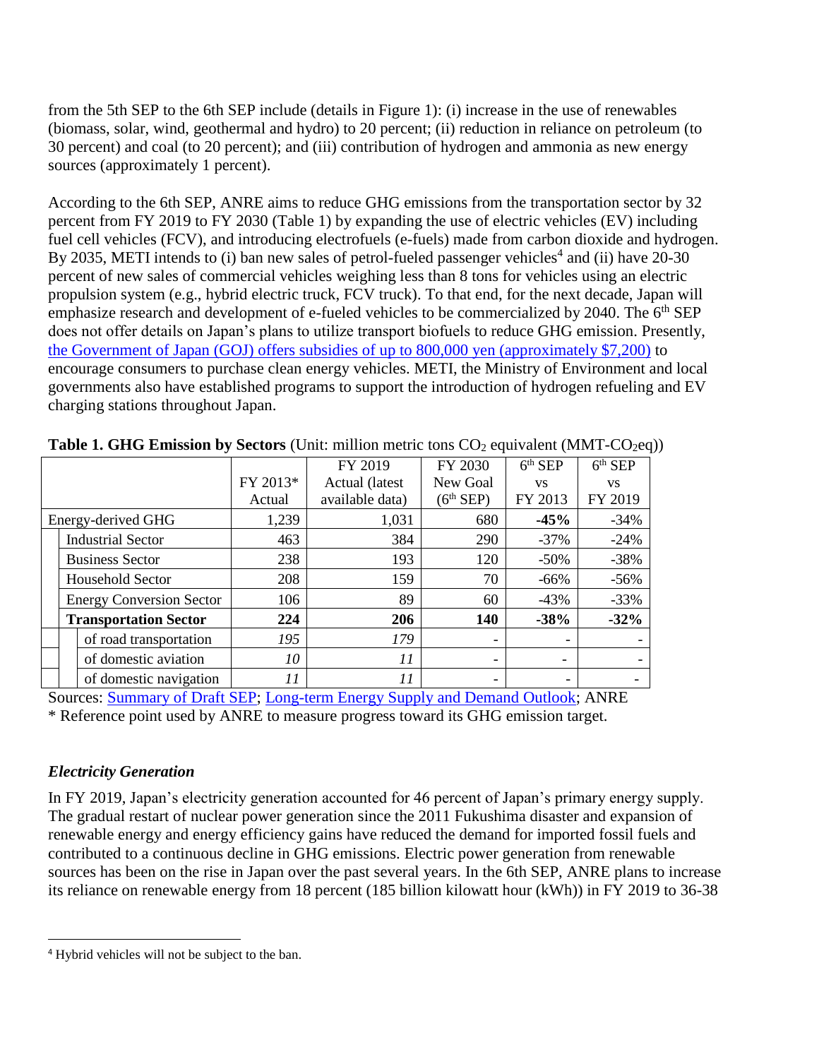from the 5th SEP to the 6th SEP include (details in Figure 1): (i) increase in the use of renewables (biomass, solar, wind, geothermal and hydro) to 20 percent; (ii) reduction in reliance on petroleum (to 30 percent) and coal (to 20 percent); and (iii) contribution of hydrogen and ammonia as new energy sources (approximately 1 percent).

According to the 6th SEP, ANRE aims to reduce GHG emissions from the transportation sector by 32 percent from FY 2019 to FY 2030 (Table 1) by expanding the use of electric vehicles (EV) including fuel cell vehicles (FCV), and introducing electrofuels (e-fuels) made from carbon dioxide and hydrogen. By 2035, METI intends to (i) ban new sales of petrol-fueled passenger vehicles[4] and (ii) have 20-30 percent of new sales of commercial vehicles weighing less than 8 tons for vehicles using an electric propulsion system (e.g., hybrid electric truck, FCV truck). To that end, for the next decade, Japan will emphasize research and development of e-fueled vehicles to be commercialized by 2040. The 6th SEP does not offer details on Japan's plans to utilize transport biofuels to reduce GHG emission. Presently, the Government of Japan (GOJ) offers subsidies of up to 800,000 yen (approximately $7,200) to encourage consumers to purchase clean energy vehicles. METI, the Ministry of Environment and local governments also have established programs to support the introduction of hydrogen refueling and EV charging stations throughout Japan.

**Table 1. GHG Emission by Sectors** (Unit: million metric tons $CO_2$ equivalent (MMT-$CO_2$eq))

| | FY 2013* Actual | FY 2019 Actual (latest available data) | FY 2030 New Goal (6th SEP) | 6th SEP vs FY 2013 | 6th SEP vs FY 2019 |
|---|---|---|---|---|---|
| Energy-derived GHG | 1,239 | 1,031 | 680 | **-45%** | -34% |
| Industrial Sector | 463 | 384 | 290 | -37% | -24% |
| Business Sector | 238 | 193 | 120 | -50% | -38% |
| Household Sector | 208 | 159 | 70 | -66% | -56% |
| Energy Conversion Sector | 106 | 89 | 60 | -43% | -33% |
| **Transportation Sector** | **224** | **206** | **140** | **-38%** | **-32%** |
| of road transportation | *195* | *179* | - | - | - |
| of domestic aviation | *10* | *11* | - | - | - |
| of domestic navigation | *11* | *11* | - | - | - |

Sources: Summary of Draft SEP; Long-term Energy Supply and Demand Outlook; ANRE

\* Reference point used by ANRE to measure progress toward its GHG emission target.

### *Electricity Generation*

In FY 2019, Japan's electricity generation accounted for 46 percent of Japan's primary energy supply. The gradual restart of nuclear power generation since the 2011 Fukushima disaster and expansion of renewable energy and energy efficiency gains have reduced the demand for imported fossil fuels and contributed to a continuous decline in GHG emissions. Electric power generation from renewable sources has been on the rise in Japan over the past several years. In the 6th SEP, ANRE plans to increase its reliance on renewable energy from 18 percent (185 billion kilowatt hour (kWh)) in FY 2019 to 36-38

[4] Hybrid vehicles will not be subject to the ban.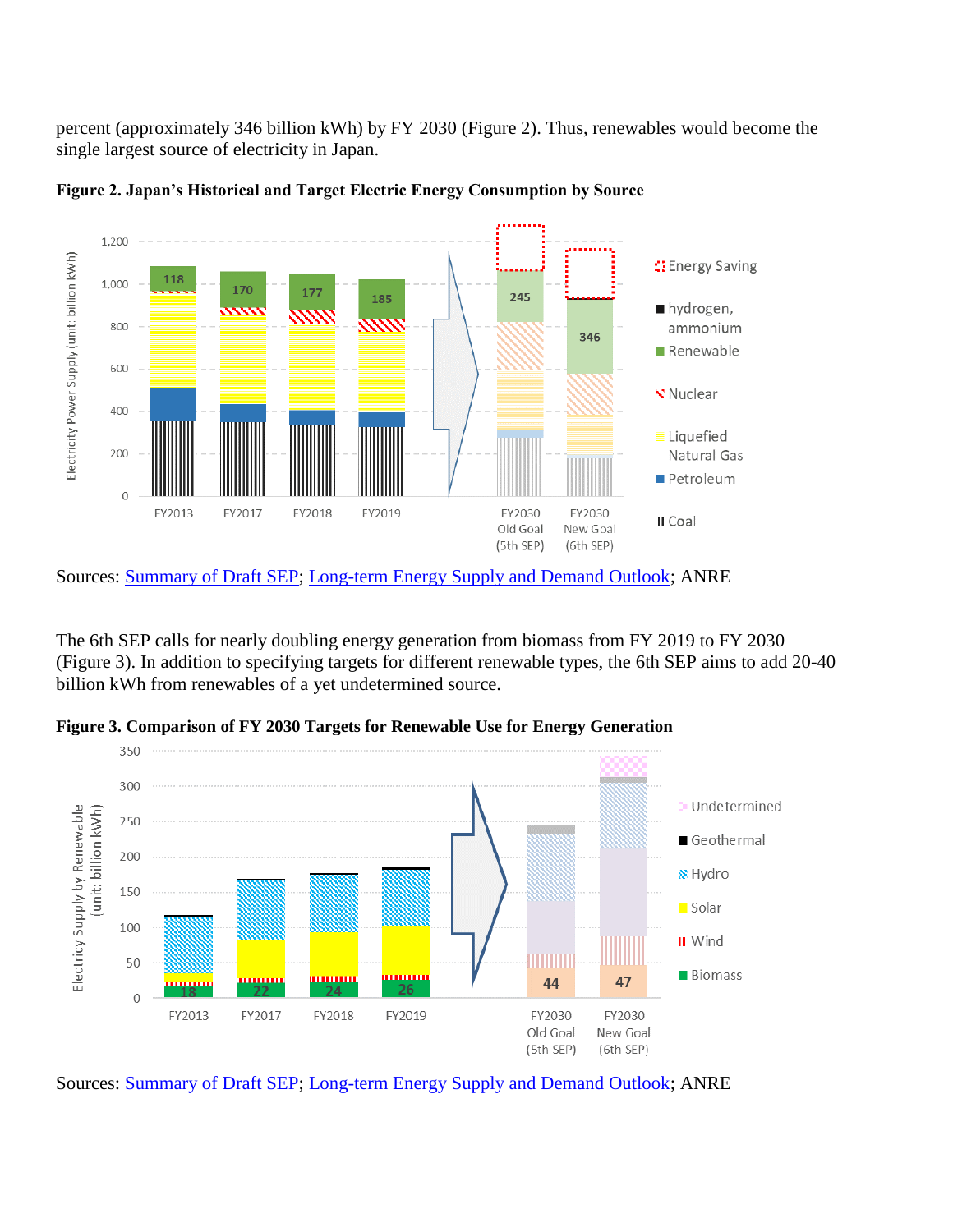percent (approximately 346 billion kWh) by FY 2030 (Figure 2). Thus, renewables would become the single largest source of electricity in Japan.

**Figure 2. Japan's Historical and Target Electric Energy Consumption by Source**

Sources: Summary of Draft SEP; Long-term Energy Supply and Demand Outlook; ANRE

The 6th SEP calls for nearly doubling energy generation from biomass from FY 2019 to FY 2030 (Figure 3). In addition to specifying targets for different renewable types, the 6th SEP aims to add 20-40 billion kWh from renewables of a yet undetermined source.

**Figure 3. Comparison of FY 2030 Targets for Renewable Use for Energy Generation**

Sources: Summary of Draft SEP; Long-term Energy Supply and Demand Outlook; ANRE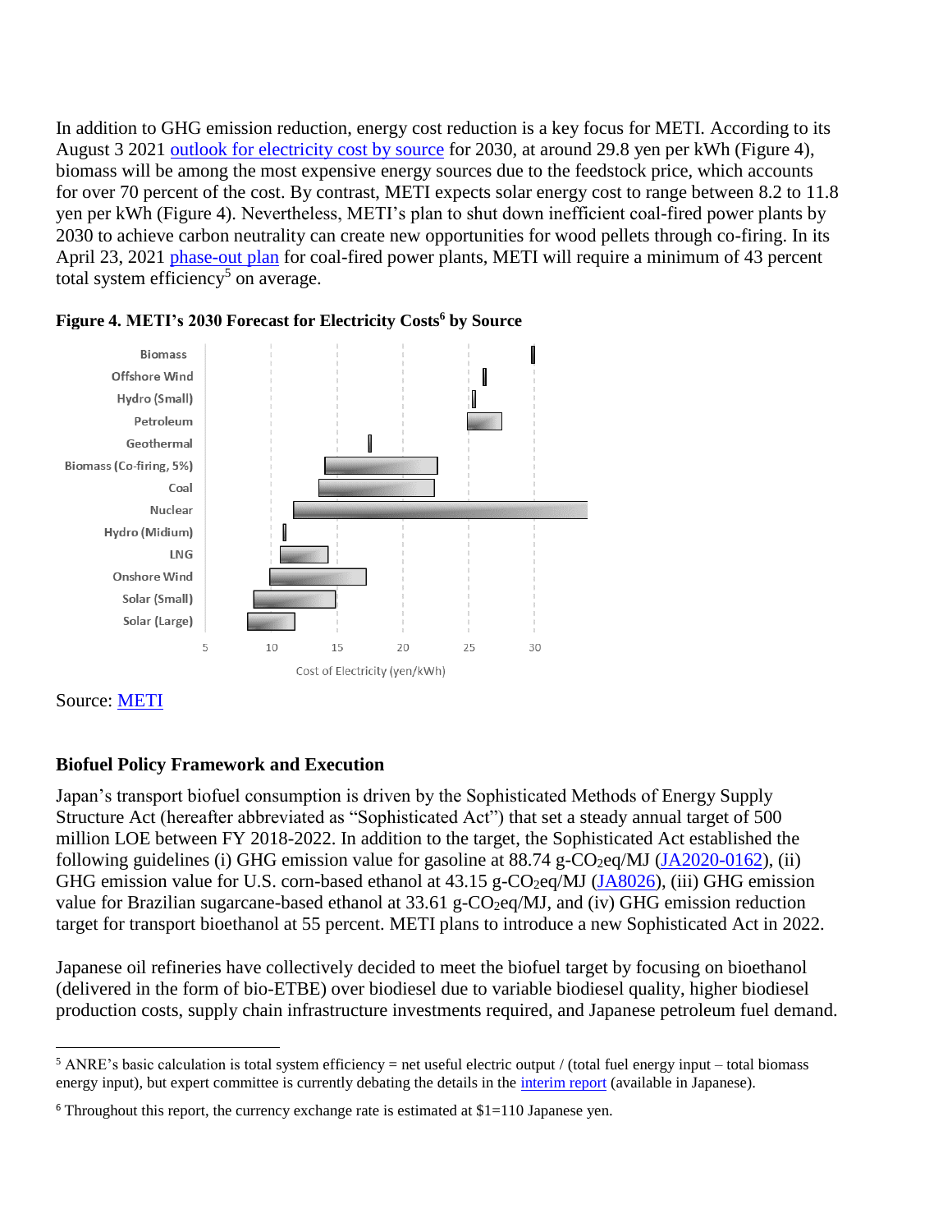In addition to GHG emission reduction, energy cost reduction is a key focus for METI. According to its August 3 2021 outlook for electricity cost by source for 2030, at around 29.8 yen per kWh (Figure 4), biomass will be among the most expensive energy sources due to the feedstock price, which accounts for over 70 percent of the cost. By contrast, METI expects solar energy cost to range between 8.2 to 11.8 yen per kWh (Figure 4). Nevertheless, METI's plan to shut down inefficient coal-fired power plants by 2030 to achieve carbon neutrality can create new opportunities for wood pellets through co-firing. In its April 23, 2021 phase-out plan for coal-fired power plants, METI will require a minimum of 43 percent total system efficiency[5] on average.

**Figure 4. METI's 2030 Forecast for Electricity Costs[6] by Source**

Source: METI

## Biofuel Policy Framework and Execution

Japan's transport biofuel consumption is driven by the Sophisticated Methods of Energy Supply Structure Act (hereafter abbreviated as "Sophisticated Act") that set a steady annual target of 500 million LOE between FY 2018-2022. In addition to the target, the Sophisticated Act established the following guidelines (i) GHG emission value for gasoline at 88.74 g-$CO_2$eq/MJ (JA2020-0162), (ii) GHG emission value for U.S. corn-based ethanol at 43.15 g-$CO_2$eq/MJ (JA8026), (iii) GHG emission value for Brazilian sugarcane-based ethanol at 33.61 g-$CO_2$eq/MJ, and (iv) GHG emission reduction target for transport bioethanol at 55 percent. METI plans to introduce a new Sophisticated Act in 2022.

Japanese oil refineries have collectively decided to meet the biofuel target by focusing on bioethanol (delivered in the form of bio-ETBE) over biodiesel due to variable biodiesel quality, higher biodiesel production costs, supply chain infrastructure investments required, and Japanese petroleum fuel demand.

---

[5] ANRE's basic calculation is total system efficiency = net useful electric output / (total fuel energy input – total biomass energy input), but expert committee is currently debating the details in the interim report (available in Japanese).

[6] Throughout this report, the currency exchange rate is estimated at $1=110 Japanese yen.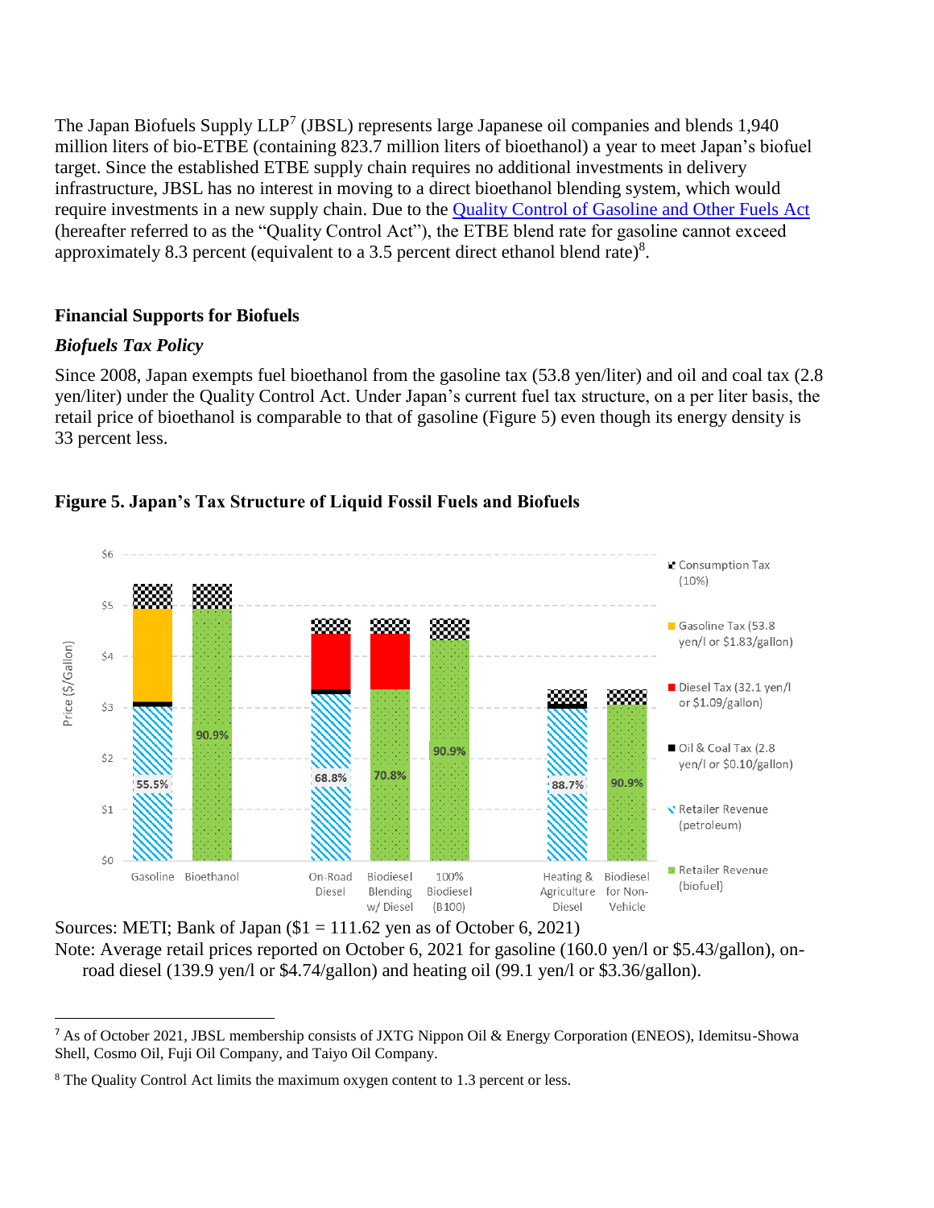The Japan Biofuels Supply LLP[7] (JBSL) represents large Japanese oil companies and blends 1,940 million liters of bio-ETBE (containing 823.7 million liters of bioethanol) a year to meet Japan's biofuel target. Since the established ETBE supply chain requires no additional investments in delivery infrastructure, JBSL has no interest in moving to a direct bioethanol blending system, which would require investments in a new supply chain. Due to the Quality Control of Gasoline and Other Fuels Act (hereafter referred to as the "Quality Control Act"), the ETBE blend rate for gasoline cannot exceed approximately 8.3 percent (equivalent to a 3.5 percent direct ethanol blend rate)[8].

## Financial Supports for Biofuels

### *Biofuels Tax Policy*

Since 2008, Japan exempts fuel bioethanol from the gasoline tax (53.8 yen/liter) and oil and coal tax (2.8 yen/liter) under the Quality Control Act. Under Japan's current fuel tax structure, on a per liter basis, the retail price of bioethanol is comparable to that of gasoline (Figure 5) even though its energy density is 33 percent less.

**Figure 5. Japan's Tax Structure of Liquid Fossil Fuels and Biofuels**

Sources: METI; Bank of Japan ($1 = 111.62 yen as of October 6, 2021)

Note: Average retail prices reported on October 6, 2021 for gasoline (160.0 yen/l or $5.43/gallon), on-road diesel (139.9 yen/l or $4.74/gallon) and heating oil (99.1 yen/l or $3.36/gallon).

---

[7] As of October 2021, JBSL membership consists of JXTG Nippon Oil & Energy Corporation (ENEOS), Idemitsu-Showa Shell, Cosmo Oil, Fuji Oil Company, and Taiyo Oil Company.

[8] The Quality Control Act limits the maximum oxygen content to 1.3 percent or less.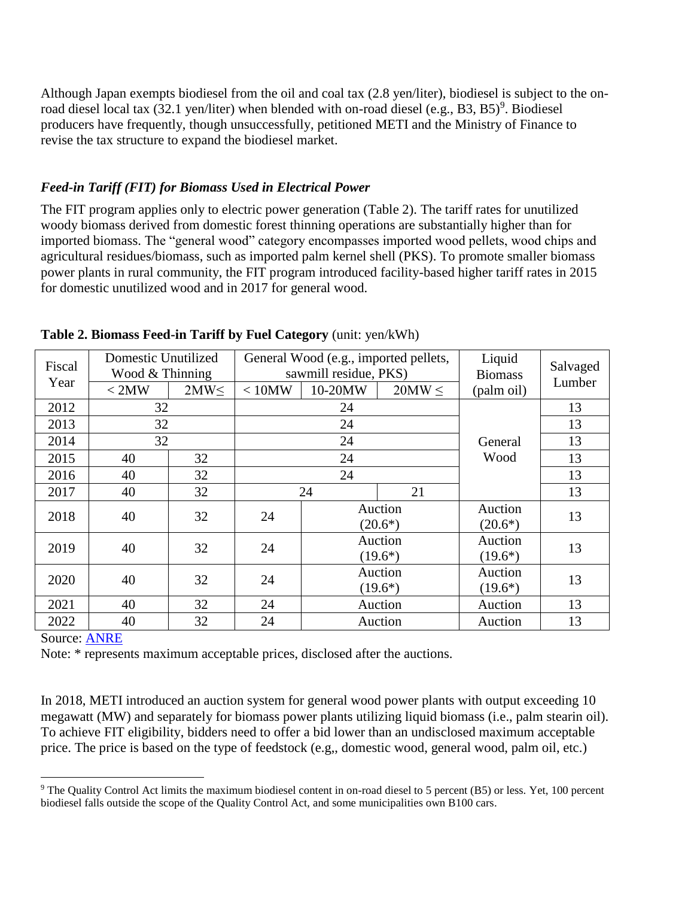Although Japan exempts biodiesel from the oil and coal tax (2.8 yen/liter), biodiesel is subject to the on-road diesel local tax (32.1 yen/liter) when blended with on-road diesel (e.g., B3, B5)[9]. Biodiesel producers have frequently, though unsuccessfully, petitioned METI and the Ministry of Finance to revise the tax structure to expand the biodiesel market.

### *Feed-in Tariff (FIT) for Biomass Used in Electrical Power*

The FIT program applies only to electric power generation (Table 2). The tariff rates for unutilized woody biomass derived from domestic forest thinning operations are substantially higher than for imported biomass. The "general wood" category encompasses imported wood pellets, wood chips and agricultural residues/biomass, such as imported palm kernel shell (PKS). To promote smaller biomass power plants in rural community, the FIT program introduced facility-based higher tariff rates in 2015 for domestic unutilized wood and in 2017 for general wood.

**Table 2. Biomass Feed-in Tariff by Fuel Category** (unit: yen/kWh)

| Fiscal Year | Domestic Unutilized Wood & Thinning | | General Wood (e.g., imported pellets, sawmill residue, PKS) | | | Liquid Biomass (palm oil) | Salvaged Lumber |
|---|---|---|---|---|---|---|---|
| | < 2MW | 2MW≤ | < 10MW | 10-20MW | 20MW ≤ | | |
| 2012 | 32 | | 24 | | | General Wood | 13 |
| 2013 | 32 | | 24 | | | General Wood | 13 |
| 2014 | 32 | | 24 | | | General Wood | 13 |
| 2015 | 40 | 32 | 24 | | | General Wood | 13 |
| 2016 | 40 | 32 | 24 | | | General Wood | 13 |
| 2017 | 40 | 32 | 24 | | 21 | General Wood | 13 |
| 2018 | 40 | 32 | 24 | Auction (20.6*) | | Auction (20.6*) | 13 |
| 2019 | 40 | 32 | 24 | Auction (19.6*) | | Auction (19.6*) | 13 |
| 2020 | 40 | 32 | 24 | Auction (19.6*) | | Auction (19.6*) | 13 |
| 2021 | 40 | 32 | 24 | Auction | | Auction | 13 |
| 2022 | 40 | 32 | 24 | Auction | | Auction | 13 |

Source: ANRE

Note: * represents maximum acceptable prices, disclosed after the auctions.

In 2018, METI introduced an auction system for general wood power plants with output exceeding 10 megawatt (MW) and separately for biomass power plants utilizing liquid biomass (i.e., palm stearin oil). To achieve FIT eligibility, bidders need to offer a bid lower than an undisclosed maximum acceptable price. The price is based on the type of feedstock (e.g,, domestic wood, general wood, palm oil, etc.)

[9] The Quality Control Act limits the maximum biodiesel content in on-road diesel to 5 percent (B5) or less. Yet, 100 percent biodiesel falls outside the scope of the Quality Control Act, and some municipalities own B100 cars.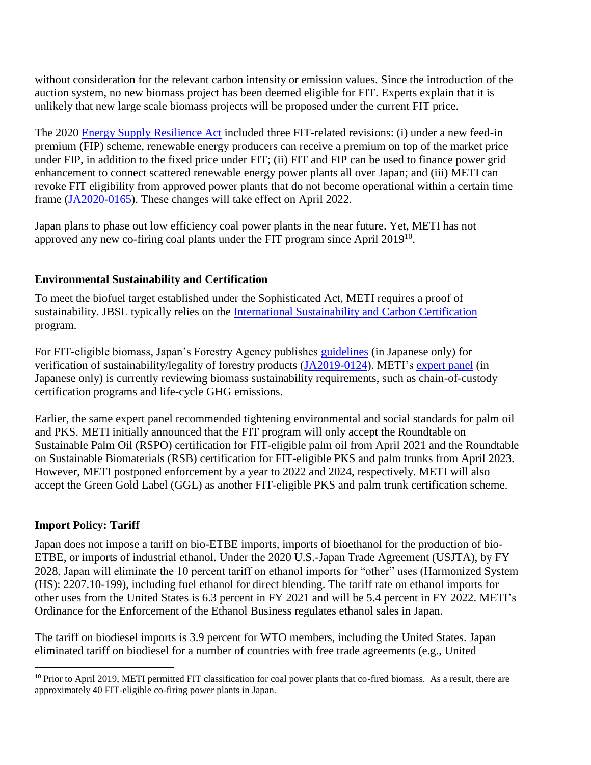without consideration for the relevant carbon intensity or emission values. Since the introduction of the auction system, no new biomass project has been deemed eligible for FIT. Experts explain that it is unlikely that new large scale biomass projects will be proposed under the current FIT price.

The 2020 Energy Supply Resilience Act included three FIT-related revisions: (i) under a new feed-in premium (FIP) scheme, renewable energy producers can receive a premium on top of the market price under FIP, in addition to the fixed price under FIT; (ii) FIT and FIP can be used to finance power grid enhancement to connect scattered renewable energy power plants all over Japan; and (iii) METI can revoke FIT eligibility from approved power plants that do not become operational within a certain time frame (JA2020-0165). These changes will take effect on April 2022.

Japan plans to phase out low efficiency coal power plants in the near future. Yet, METI has not approved any new co-firing coal plants under the FIT program since April 2019[10].

### Environmental Sustainability and Certification

To meet the biofuel target established under the Sophisticated Act, METI requires a proof of sustainability. JBSL typically relies on the International Sustainability and Carbon Certification program.

For FIT-eligible biomass, Japan's Forestry Agency publishes guidelines (in Japanese only) for verification of sustainability/legality of forestry products (JA2019-0124). METI's expert panel (in Japanese only) is currently reviewing biomass sustainability requirements, such as chain-of-custody certification programs and life-cycle GHG emissions.

Earlier, the same expert panel recommended tightening environmental and social standards for palm oil and PKS. METI initially announced that the FIT program will only accept the Roundtable on Sustainable Palm Oil (RSPO) certification for FIT-eligible palm oil from April 2021 and the Roundtable on Sustainable Biomaterials (RSB) certification for FIT-eligible PKS and palm trunks from April 2023. However, METI postponed enforcement by a year to 2022 and 2024, respectively. METI will also accept the Green Gold Label (GGL) as another FIT-eligible PKS and palm trunk certification scheme.

### Import Policy: Tariff

Japan does not impose a tariff on bio-ETBE imports, imports of bioethanol for the production of bio-ETBE, or imports of industrial ethanol. Under the 2020 U.S.-Japan Trade Agreement (USJTA), by FY 2028, Japan will eliminate the 10 percent tariff on ethanol imports for "other" uses (Harmonized System (HS): 2207.10-199), including fuel ethanol for direct blending. The tariff rate on ethanol imports for other uses from the United States is 6.3 percent in FY 2021 and will be 5.4 percent in FY 2022. METI's Ordinance for the Enforcement of the Ethanol Business regulates ethanol sales in Japan.

The tariff on biodiesel imports is 3.9 percent for WTO members, including the United States. Japan eliminated tariff on biodiesel for a number of countries with free trade agreements (e.g., United

---

[10] Prior to April 2019, METI permitted FIT classification for coal power plants that co-fired biomass. As a result, there are approximately 40 FIT-eligible co-firing power plants in Japan.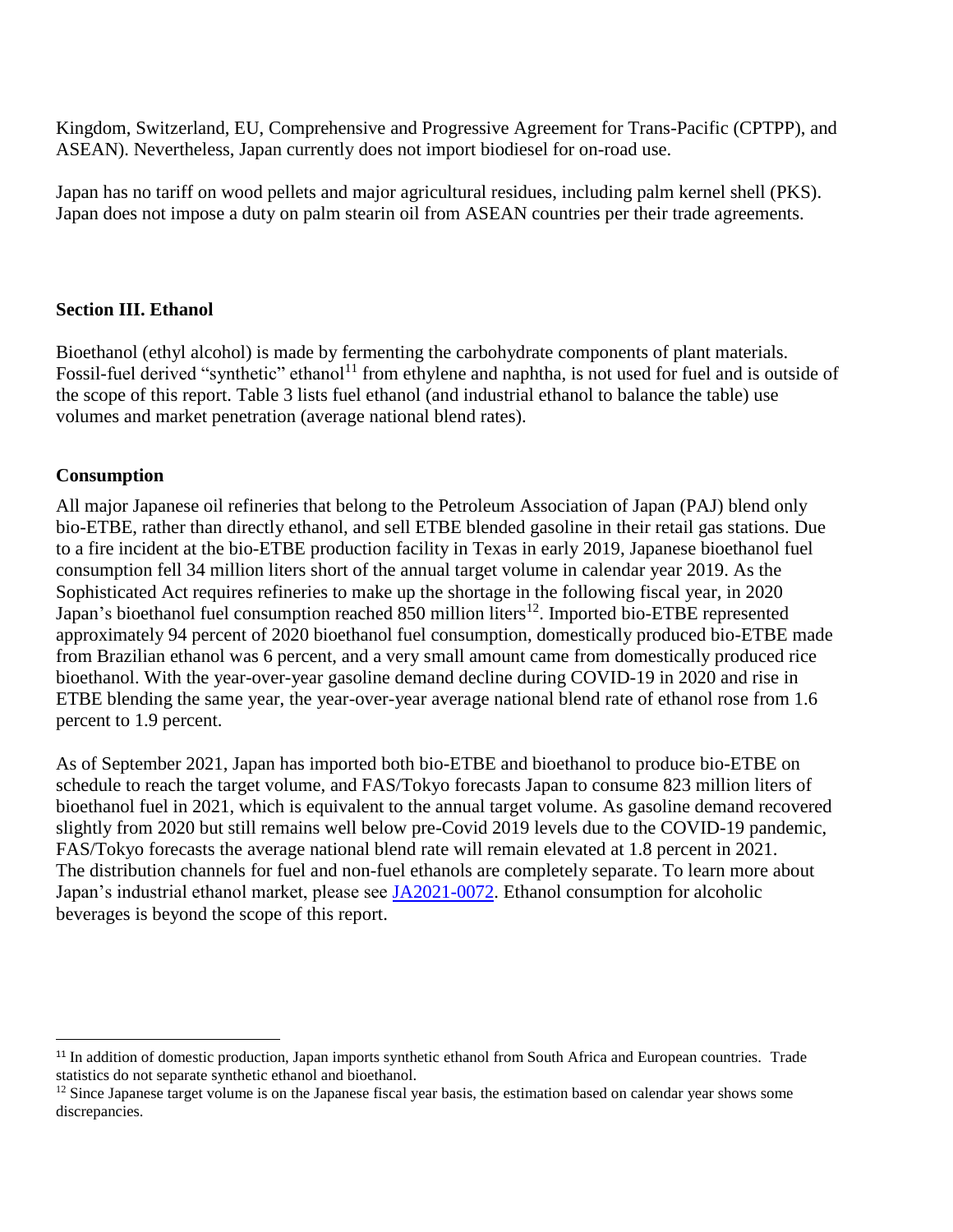Kingdom, Switzerland, EU, Comprehensive and Progressive Agreement for Trans-Pacific (CPTPP), and ASEAN). Nevertheless, Japan currently does not import biodiesel for on-road use.

Japan has no tariff on wood pellets and major agricultural residues, including palm kernel shell (PKS). Japan does not impose a duty on palm stearin oil from ASEAN countries per their trade agreements.

## Section III. Ethanol

Bioethanol (ethyl alcohol) is made by fermenting the carbohydrate components of plant materials. Fossil-fuel derived "synthetic" ethanol[11] from ethylene and naphtha, is not used for fuel and is outside of the scope of this report. Table 3 lists fuel ethanol (and industrial ethanol to balance the table) use volumes and market penetration (average national blend rates).

### Consumption

All major Japanese oil refineries that belong to the Petroleum Association of Japan (PAJ) blend only bio-ETBE, rather than directly ethanol, and sell ETBE blended gasoline in their retail gas stations. Due to a fire incident at the bio-ETBE production facility in Texas in early 2019, Japanese bioethanol fuel consumption fell 34 million liters short of the annual target volume in calendar year 2019. As the Sophisticated Act requires refineries to make up the shortage in the following fiscal year, in 2020 Japan's bioethanol fuel consumption reached 850 million liters[12]. Imported bio-ETBE represented approximately 94 percent of 2020 bioethanol fuel consumption, domestically produced bio-ETBE made from Brazilian ethanol was 6 percent, and a very small amount came from domestically produced rice bioethanol. With the year-over-year gasoline demand decline during COVID-19 in 2020 and rise in ETBE blending the same year, the year-over-year average national blend rate of ethanol rose from 1.6 percent to 1.9 percent.

As of September 2021, Japan has imported both bio-ETBE and bioethanol to produce bio-ETBE on schedule to reach the target volume, and FAS/Tokyo forecasts Japan to consume 823 million liters of bioethanol fuel in 2021, which is equivalent to the annual target volume. As gasoline demand recovered slightly from 2020 but still remains well below pre-Covid 2019 levels due to the COVID-19 pandemic, FAS/Tokyo forecasts the average national blend rate will remain elevated at 1.8 percent in 2021. The distribution channels for fuel and non-fuel ethanols are completely separate. To learn more about Japan's industrial ethanol market, please see JA2021-0072. Ethanol consumption for alcoholic beverages is beyond the scope of this report.

---

[11] In addition of domestic production, Japan imports synthetic ethanol from South Africa and European countries. Trade statistics do not separate synthetic ethanol and bioethanol.

[12] Since Japanese target volume is on the Japanese fiscal year basis, the estimation based on calendar year shows some discrepancies.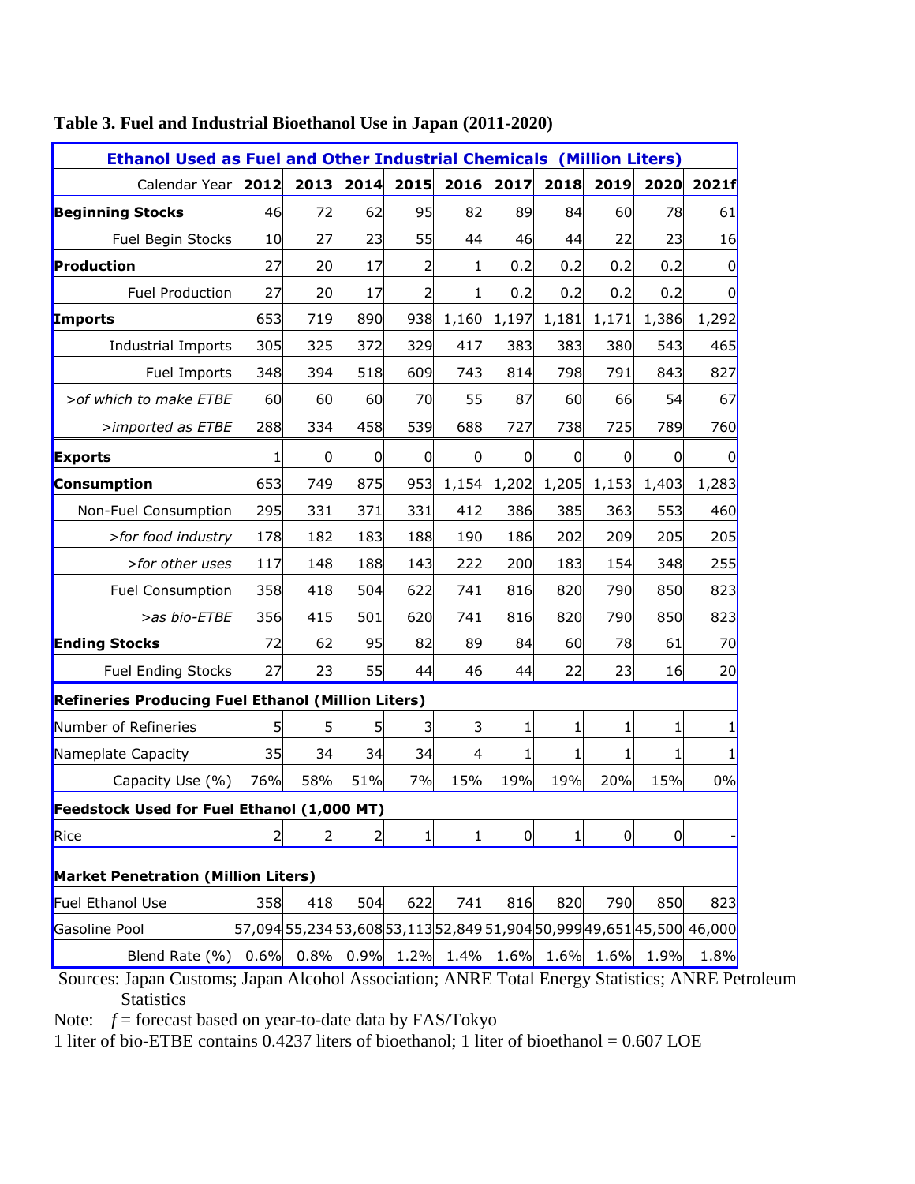**Table 3. Fuel and Industrial Bioethanol Use in Japan (2011-2020)**

| Ethanol Used as Fuel and Other Industrial Chemicals (Million Liters) | | | | | | | | | | |
|---|---|---|---|---|---|---|---|---|---|---|
| Calendar Year | 2012 | 2013 | 2014 | 2015 | 2016 | 2017 | 2018 | 2019 | 2020 | 2021f |
| **Beginning Stocks** | 46 | 72 | 62 | 95 | 82 | 89 | 84 | 60 | 78 | 61 |
| Fuel Begin Stocks | 10 | 27 | 23 | 55 | 44 | 46 | 44 | 22 | 23 | 16 |
| **Production** | 27 | 20 | 17 | 2 | 1 | 0.2 | 0.2 | 0.2 | 0.2 | 0 |
| Fuel Production | 27 | 20 | 17 | 2 | 1 | 0.2 | 0.2 | 0.2 | 0.2 | 0 |
| **Imports** | 653 | 719 | 890 | 938 | 1,160 | 1,197 | 1,181 | 1,171 | 1,386 | 1,292 |
| Industrial Imports | 305 | 325 | 372 | 329 | 417 | 383 | 383 | 380 | 543 | 465 |
| Fuel Imports | 348 | 394 | 518 | 609 | 743 | 814 | 798 | 791 | 843 | 827 |
| *>of which to make ETBE* | 60 | 60 | 60 | 70 | 55 | 87 | 60 | 66 | 54 | 67 |
| *>imported as ETBE* | 288 | 334 | 458 | 539 | 688 | 727 | 738 | 725 | 789 | 760 |
| **Exports** | 1 | 0 | 0 | 0 | 0 | 0 | 0 | 0 | 0 | 0 |
| **Consumption** | 653 | 749 | 875 | 953 | 1,154 | 1,202 | 1,205 | 1,153 | 1,403 | 1,283 |
| Non-Fuel Consumption | 295 | 331 | 371 | 331 | 412 | 386 | 385 | 363 | 553 | 460 |
| *>for food industry* | 178 | 182 | 183 | 188 | 190 | 186 | 202 | 209 | 205 | 205 |
| *>for other uses* | 117 | 148 | 188 | 143 | 222 | 200 | 183 | 154 | 348 | 255 |
| Fuel Consumption | 358 | 418 | 504 | 622 | 741 | 816 | 820 | 790 | 850 | 823 |
| *>as bio-ETBE* | 356 | 415 | 501 | 620 | 741 | 816 | 820 | 790 | 850 | 823 |
| **Ending Stocks** | 72 | 62 | 95 | 82 | 89 | 84 | 60 | 78 | 61 | 70 |
| Fuel Ending Stocks | 27 | 23 | 55 | 44 | 46 | 44 | 22 | 23 | 16 | 20 |
| **Refineries Producing Fuel Ethanol (Million Liters)** | | | | | | | | | | |
| Number of Refineries | 5 | 5 | 5 | 3 | 3 | 1 | 1 | 1 | 1 | 1 |
| Nameplate Capacity | 35 | 34 | 34 | 34 | 4 | 1 | 1 | 1 | 1 | 1 |
| Capacity Use (%) | 76% | 58% | 51% | 7% | 15% | 19% | 19% | 20% | 15% | 0% |
| **Feedstock Used for Fuel Ethanol (1,000 MT)** | | | | | | | | | | |
| Rice | 2 | 2 | 2 | 1 | 1 | 0 | 1 | 0 | 0 | - |
| **Market Penetration (Million Liters)** | | | | | | | | | | |
| Fuel Ethanol Use | 358 | 418 | 504 | 622 | 741 | 816 | 820 | 790 | 850 | 823 |
| Gasoline Pool | 57,094 | 55,234 | 53,608 | 53,113 | 52,849 | 51,904 | 50,999 | 49,651 | 45,500 | 46,000 |
| Blend Rate (%) | 0.6% | 0.8% | 0.9% | 1.2% | 1.4% | 1.6% | 1.6% | 1.6% | 1.9% | 1.8% |

Sources: Japan Customs; Japan Alcohol Association; ANRE Total Energy Statistics; ANRE Petroleum Statistics

Note: *f* = forecast based on year-to-date data by FAS/Tokyo

1 liter of bio-ETBE contains 0.4237 liters of bioethanol; 1 liter of bioethanol = 0.607 LOE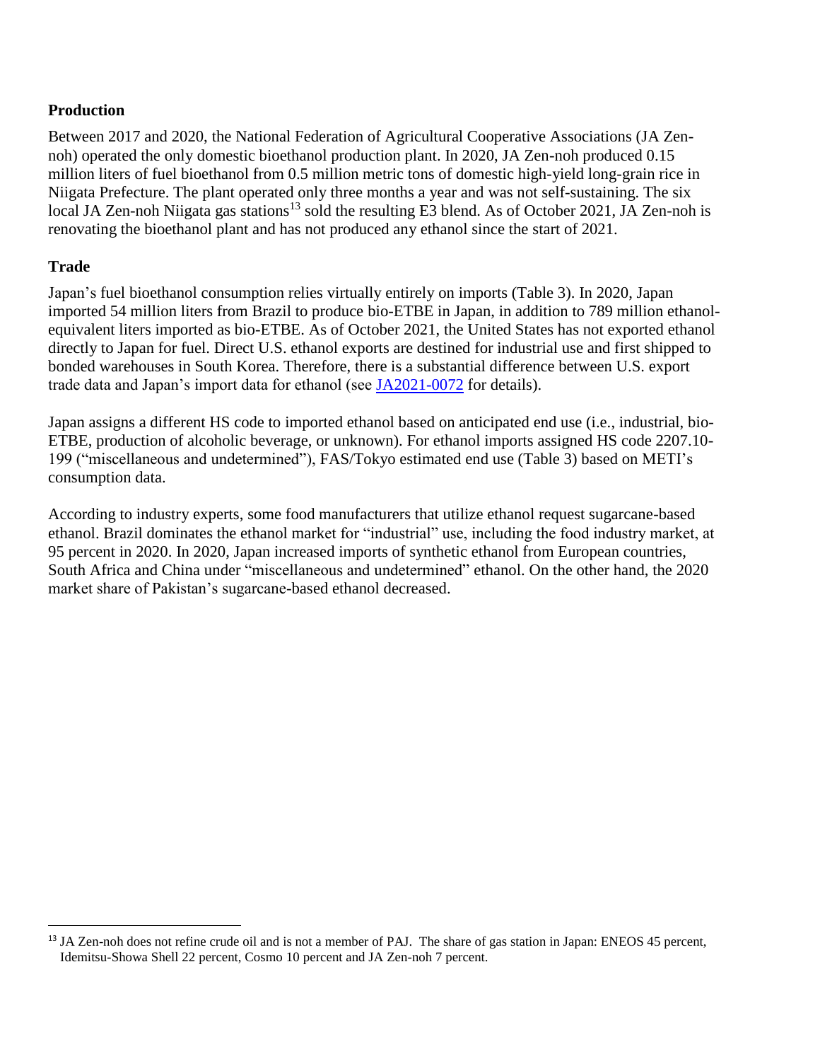## Production

Between 2017 and 2020, the National Federation of Agricultural Cooperative Associations (JA Zen-noh) operated the only domestic bioethanol production plant. In 2020, JA Zen-noh produced 0.15 million liters of fuel bioethanol from 0.5 million metric tons of domestic high-yield long-grain rice in Niigata Prefecture. The plant operated only three months a year and was not self-sustaining. The six local JA Zen-noh Niigata gas stations[13] sold the resulting E3 blend. As of October 2021, JA Zen-noh is renovating the bioethanol plant and has not produced any ethanol since the start of 2021.

## Trade

Japan's fuel bioethanol consumption relies virtually entirely on imports (Table 3). In 2020, Japan imported 54 million liters from Brazil to produce bio-ETBE in Japan, in addition to 789 million ethanol-equivalent liters imported as bio-ETBE. As of October 2021, the United States has not exported ethanol directly to Japan for fuel. Direct U.S. ethanol exports are destined for industrial use and first shipped to bonded warehouses in South Korea. Therefore, there is a substantial difference between U.S. export trade data and Japan's import data for ethanol (see JA2021-0072 for details).

Japan assigns a different HS code to imported ethanol based on anticipated end use (i.e., industrial, bio-ETBE, production of alcoholic beverage, or unknown). For ethanol imports assigned HS code 2207.10-199 ("miscellaneous and undetermined"), FAS/Tokyo estimated end use (Table 3) based on METI's consumption data.

According to industry experts, some food manufacturers that utilize ethanol request sugarcane-based ethanol. Brazil dominates the ethanol market for "industrial" use, including the food industry market, at 95 percent in 2020. In 2020, Japan increased imports of synthetic ethanol from European countries, South Africa and China under "miscellaneous and undetermined" ethanol. On the other hand, the 2020 market share of Pakistan's sugarcane-based ethanol decreased.

[13] JA Zen-noh does not refine crude oil and is not a member of PAJ. The share of gas station in Japan: ENEOS 45 percent, Idemitsu-Showa Shell 22 percent, Cosmo 10 percent and JA Zen-noh 7 percent.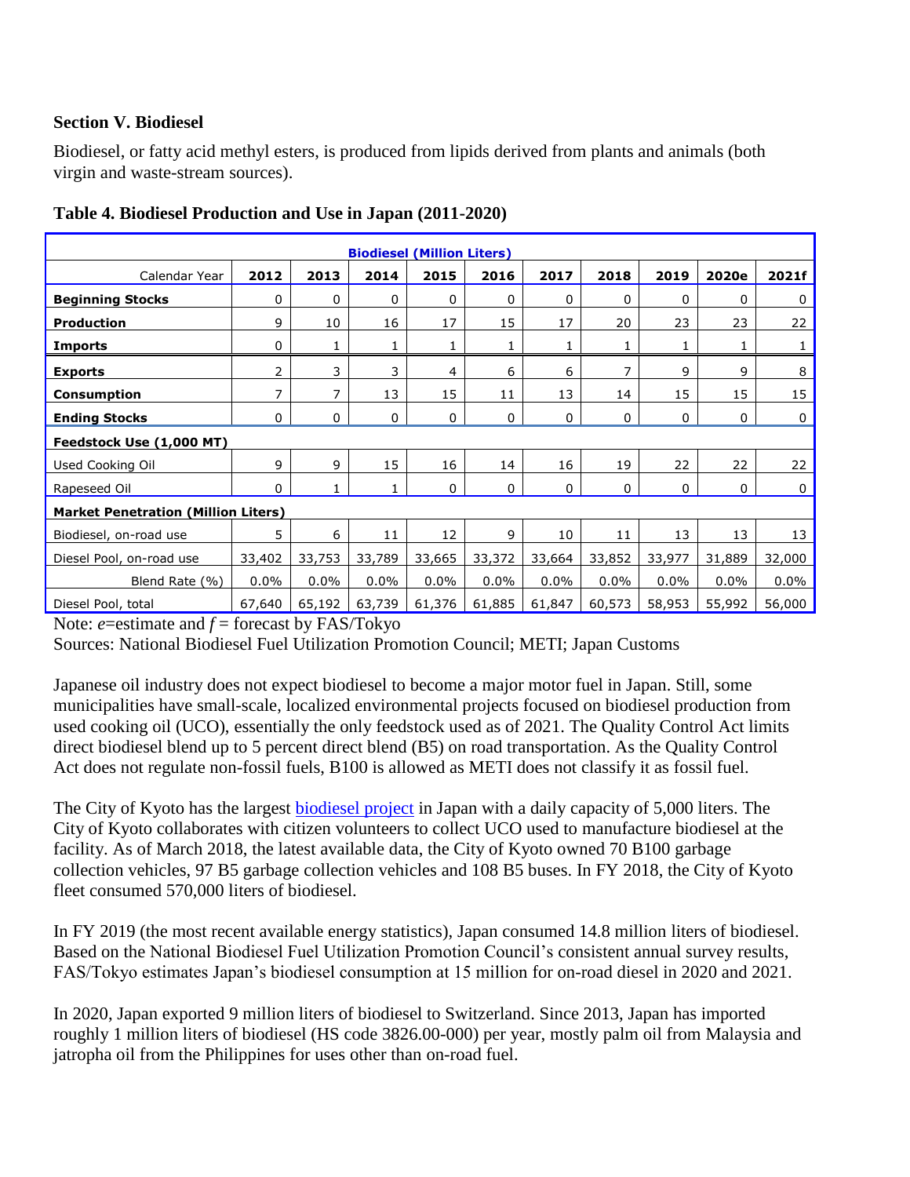## Section V. Biodiesel

Biodiesel, or fatty acid methyl esters, is produced from lipids derived from plants and animals (both virgin and waste-stream sources).

**Table 4. Biodiesel Production and Use in Japan (2011-2020)**

| Biodiesel (Million Liters) | | | | | | | | | | |
|---|---|---|---|---|---|---|---|---|---|---|
| Calendar Year | **2012** | **2013** | **2014** | **2015** | **2016** | **2017** | **2018** | **2019** | **2020e** | **2021f** |
| **Beginning Stocks** | 0 | 0 | 0 | 0 | 0 | 0 | 0 | 0 | 0 | 0 |
| **Production** | 9 | 10 | 16 | 17 | 15 | 17 | 20 | 23 | 23 | 22 |
| **Imports** | 0 | 1 | 1 | 1 | 1 | 1 | 1 | 1 | 1 | 1 |
| **Exports** | 2 | 3 | 3 | 4 | 6 | 6 | 7 | 9 | 9 | 8 |
| **Consumption** | 7 | 7 | 13 | 15 | 11 | 13 | 14 | 15 | 15 | 15 |
| **Ending Stocks** | 0 | 0 | 0 | 0 | 0 | 0 | 0 | 0 | 0 | 0 |
| **Feedstock Use (1,000 MT)** | | | | | | | | | | |
| Used Cooking Oil | 9 | 9 | 15 | 16 | 14 | 16 | 19 | 22 | 22 | 22 |
| Rapeseed Oil | 0 | 1 | 1 | 0 | 0 | 0 | 0 | 0 | 0 | 0 |
| **Market Penetration (Million Liters)** | | | | | | | | | | |
| Biodiesel, on-road use | 5 | 6 | 11 | 12 | 9 | 10 | 11 | 13 | 13 | 13 |
| Diesel Pool, on-road use | 33,402 | 33,753 | 33,789 | 33,665 | 33,372 | 33,664 | 33,852 | 33,977 | 31,889 | 32,000 |
| Blend Rate (%) | 0.0% | 0.0% | 0.0% | 0.0% | 0.0% | 0.0% | 0.0% | 0.0% | 0.0% | 0.0% |
| Diesel Pool, total | 67,640 | 65,192 | 63,739 | 61,376 | 61,885 | 61,847 | 60,573 | 58,953 | 55,992 | 56,000 |

Note: *e*=estimate and *f* = forecast by FAS/Tokyo

Sources: National Biodiesel Fuel Utilization Promotion Council; METI; Japan Customs

Japanese oil industry does not expect biodiesel to become a major motor fuel in Japan. Still, some municipalities have small-scale, localized environmental projects focused on biodiesel production from used cooking oil (UCO), essentially the only feedstock used as of 2021. The Quality Control Act limits direct biodiesel blend up to 5 percent direct blend (B5) on road transportation. As the Quality Control Act does not regulate non-fossil fuels, B100 is allowed as METI does not classify it as fossil fuel.

The City of Kyoto has the largest biodiesel project in Japan with a daily capacity of 5,000 liters. The City of Kyoto collaborates with citizen volunteers to collect UCO used to manufacture biodiesel at the facility. As of March 2018, the latest available data, the City of Kyoto owned 70 B100 garbage collection vehicles, 97 B5 garbage collection vehicles and 108 B5 buses. In FY 2018, the City of Kyoto fleet consumed 570,000 liters of biodiesel.

In FY 2019 (the most recent available energy statistics), Japan consumed 14.8 million liters of biodiesel. Based on the National Biodiesel Fuel Utilization Promotion Council's consistent annual survey results, FAS/Tokyo estimates Japan's biodiesel consumption at 15 million for on-road diesel in 2020 and 2021.

In 2020, Japan exported 9 million liters of biodiesel to Switzerland. Since 2013, Japan has imported roughly 1 million liters of biodiesel (HS code 3826.00-000) per year, mostly palm oil from Malaysia and jatropha oil from the Philippines for uses other than on-road fuel.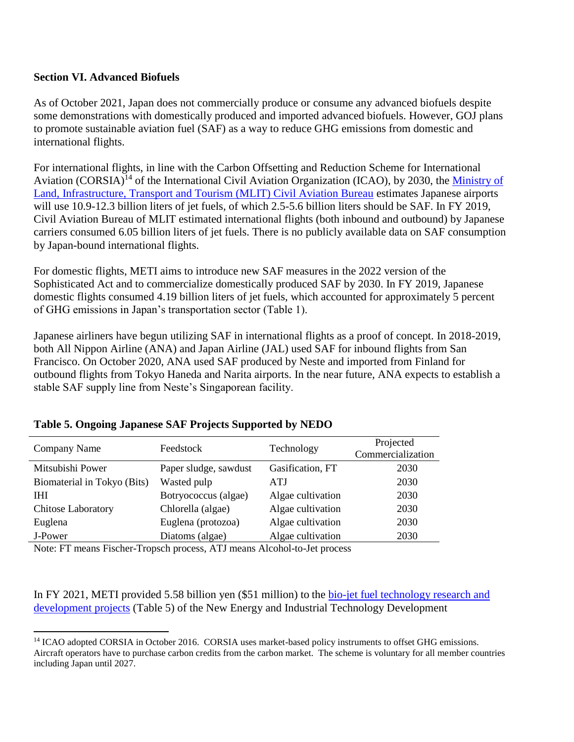**Section VI. Advanced Biofuels**

As of October 2021, Japan does not commercially produce or consume any advanced biofuels despite some demonstrations with domestically produced and imported advanced biofuels. However, GOJ plans to promote sustainable aviation fuel (SAF) as a way to reduce GHG emissions from domestic and international flights.

For international flights, in line with the Carbon Offsetting and Reduction Scheme for International Aviation (CORSIA)[14] of the International Civil Aviation Organization (ICAO), by 2030, the Ministry of Land, Infrastructure, Transport and Tourism (MLIT) Civil Aviation Bureau estimates Japanese airports will use 10.9-12.3 billion liters of jet fuels, of which 2.5-5.6 billion liters should be SAF. In FY 2019, Civil Aviation Bureau of MLIT estimated international flights (both inbound and outbound) by Japanese carriers consumed 6.05 billion liters of jet fuels. There is no publicly available data on SAF consumption by Japan-bound international flights.

For domestic flights, METI aims to introduce new SAF measures in the 2022 version of the Sophisticated Act and to commercialize domestically produced SAF by 2030. In FY 2019, Japanese domestic flights consumed 4.19 billion liters of jet fuels, which accounted for approximately 5 percent of GHG emissions in Japan's transportation sector (Table 1).

Japanese airliners have begun utilizing SAF in international flights as a proof of concept. In 2018-2019, both All Nippon Airline (ANA) and Japan Airline (JAL) used SAF for inbound flights from San Francisco. On October 2020, ANA used SAF produced by Neste and imported from Finland for outbound flights from Tokyo Haneda and Narita airports. In the near future, ANA expects to establish a stable SAF supply line from Neste's Singaporean facility.

**Table 5. Ongoing Japanese SAF Projects Supported by NEDO**

| Company Name | Feedstock | Technology | Projected Commercialization |
|---|---|---|---|
| Mitsubishi Power | Paper sludge, sawdust | Gasification, FT | 2030 |
| Biomaterial in Tokyo (Bits) | Wasted pulp | ATJ | 2030 |
| IHI | Botryococcus (algae) | Algae cultivation | 2030 |
| Chitose Laboratory | Chlorella (algae) | Algae cultivation | 2030 |
| Euglena | Euglena (protozoa) | Algae cultivation | 2030 |
| J-Power | Diatoms (algae) | Algae cultivation | 2030 |

Note: FT means Fischer-Tropsch process, ATJ means Alcohol-to-Jet process

In FY 2021, METI provided 5.58 billion yen ($51 million) to the bio-jet fuel technology research and development projects (Table 5) of the New Energy and Industrial Technology Development

[14] ICAO adopted CORSIA in October 2016. CORSIA uses market-based policy instruments to offset GHG emissions. Aircraft operators have to purchase carbon credits from the carbon market. The scheme is voluntary for all member countries including Japan until 2027.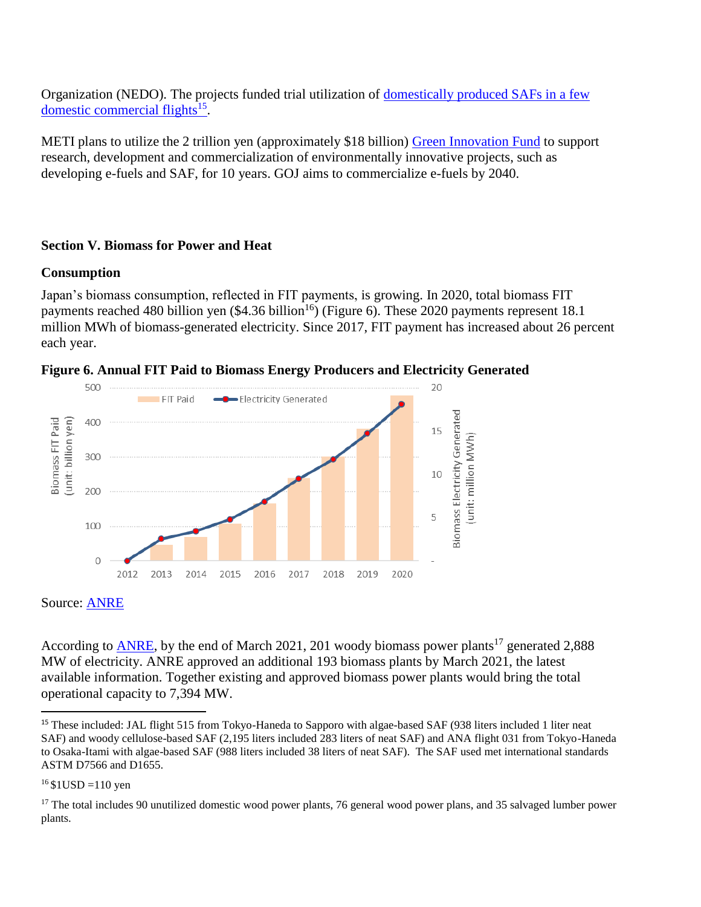Organization (NEDO). The projects funded trial utilization of domestically produced SAFs in a few domestic commercial flights[15].

METI plans to utilize the 2 trillion yen (approximately $18 billion) Green Innovation Fund to support research, development and commercialization of environmentally innovative projects, such as developing e-fuels and SAF, for 10 years. GOJ aims to commercialize e-fuels by 2040.

### Section V. Biomass for Power and Heat

#### Consumption

Japan's biomass consumption, reflected in FIT payments, is growing. In 2020, total biomass FIT payments reached 480 billion yen ($4.36 billion[16]) (Figure 6). These 2020 payments represent 18.1 million MWh of biomass-generated electricity. Since 2017, FIT payment has increased about 26 percent each year.

**Figure 6. Annual FIT Paid to Biomass Energy Producers and Electricity Generated**

Source: ANRE

According to ANRE, by the end of March 2021, 201 woody biomass power plants[17] generated 2,888 MW of electricity. ANRE approved an additional 193 biomass plants by March 2021, the latest available information. Together existing and approved biomass power plants would bring the total operational capacity to 7,394 MW.

---

[15] These included: JAL flight 515 from Tokyo-Haneda to Sapporo with algae-based SAF (938 liters included 1 liter neat SAF) and woody cellulose-based SAF (2,195 liters included 283 liters of neat SAF) and ANA flight 031 from Tokyo-Haneda to Osaka-Itami with algae-based SAF (988 liters included 38 liters of neat SAF). The SAF used met international standards ASTM D7566 and D1655.

[16] $1USD =110 yen

[17] The total includes 90 unutilized domestic wood power plants, 76 general wood power plans, and 35 salvaged lumber power plants.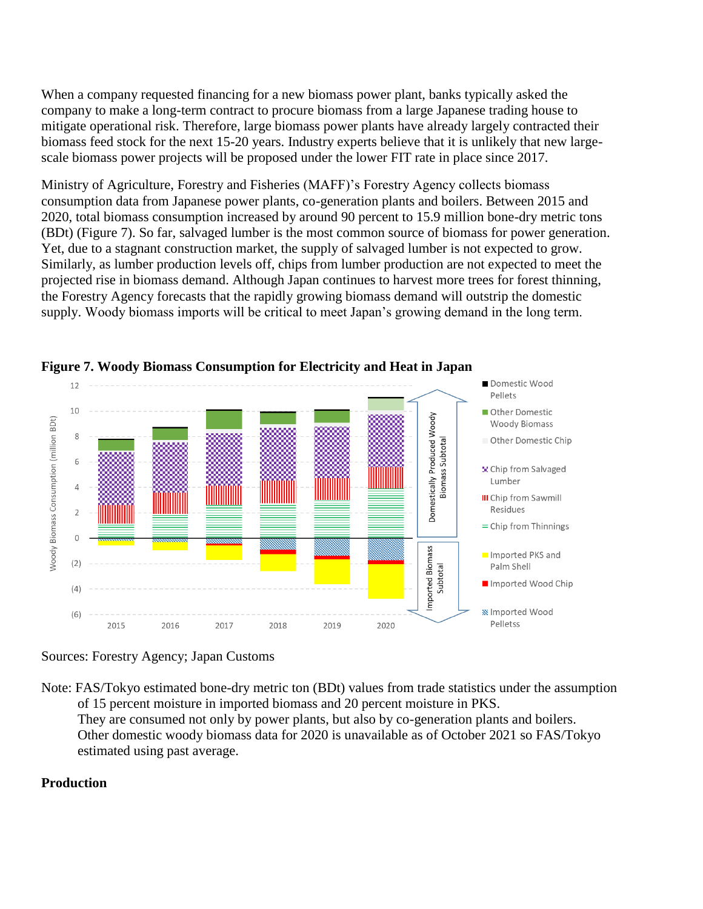When a company requested financing for a new biomass power plant, banks typically asked the company to make a long-term contract to procure biomass from a large Japanese trading house to mitigate operational risk. Therefore, large biomass power plants have already largely contracted their biomass feed stock for the next 15-20 years. Industry experts believe that it is unlikely that new large-scale biomass power projects will be proposed under the lower FIT rate in place since 2017.

Ministry of Agriculture, Forestry and Fisheries (MAFF)'s Forestry Agency collects biomass consumption data from Japanese power plants, co-generation plants and boilers. Between 2015 and 2020, total biomass consumption increased by around 90 percent to 15.9 million bone-dry metric tons (BDt) (Figure 7). So far, salvaged lumber is the most common source of biomass for power generation. Yet, due to a stagnant construction market, the supply of salvaged lumber is not expected to grow. Similarly, as lumber production levels off, chips from lumber production are not expected to meet the projected rise in biomass demand. Although Japan continues to harvest more trees for forest thinning, the Forestry Agency forecasts that the rapidly growing biomass demand will outstrip the domestic supply. Woody biomass imports will be critical to meet Japan's growing demand in the long term.

**Figure 7. Woody Biomass Consumption for Electricity and Heat in Japan**

Sources: Forestry Agency; Japan Customs

Note: FAS/Tokyo estimated bone-dry metric ton (BDt) values from trade statistics under the assumption of 15 percent moisture in imported biomass and 20 percent moisture in PKS.
They are consumed not only by power plants, but also by co-generation plants and boilers.
Other domestic woody biomass data for 2020 is unavailable as of October 2021 so FAS/Tokyo estimated using past average.

## Production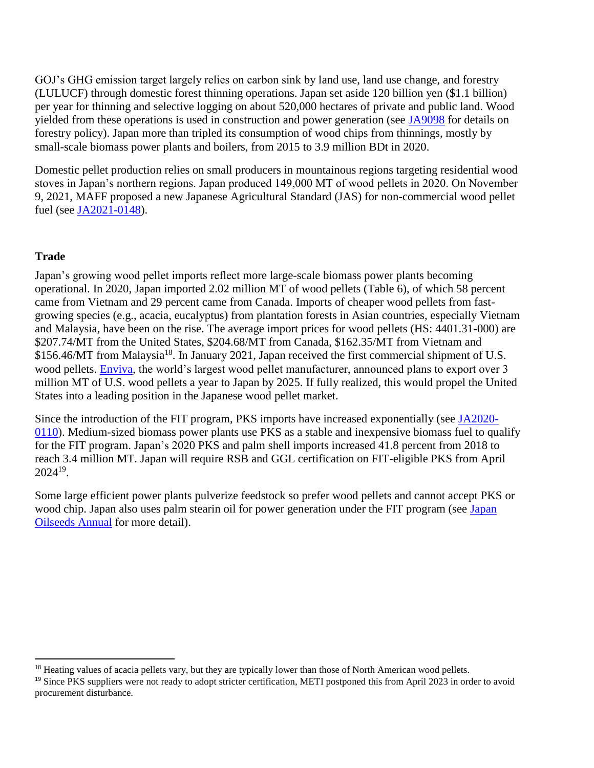GOJ's GHG emission target largely relies on carbon sink by land use, land use change, and forestry (LULUCF) through domestic forest thinning operations. Japan set aside 120 billion yen ($1.1 billion) per year for thinning and selective logging on about 520,000 hectares of private and public land. Wood yielded from these operations is used in construction and power generation (see JA9098 for details on forestry policy). Japan more than tripled its consumption of wood chips from thinnings, mostly by small-scale biomass power plants and boilers, from 2015 to 3.9 million BDt in 2020.

Domestic pellet production relies on small producers in mountainous regions targeting residential wood stoves in Japan's northern regions. Japan produced 149,000 MT of wood pellets in 2020. On November 9, 2021, MAFF proposed a new Japanese Agricultural Standard (JAS) for non-commercial wood pellet fuel (see JA2021-0148).

## Trade

Japan's growing wood pellet imports reflect more large-scale biomass power plants becoming operational. In 2020, Japan imported 2.02 million MT of wood pellets (Table 6), of which 58 percent came from Vietnam and 29 percent came from Canada. Imports of cheaper wood pellets from fast-growing species (e.g., acacia, eucalyptus) from plantation forests in Asian countries, especially Vietnam and Malaysia, have been on the rise. The average import prices for wood pellets (HS: 4401.31-000) are $207.74/MT from the United States, $204.68/MT from Canada, $162.35/MT from Vietnam and $156.46/MT from Malaysia[18]. In January 2021, Japan received the first commercial shipment of U.S. wood pellets. Enviva, the world's largest wood pellet manufacturer, announced plans to export over 3 million MT of U.S. wood pellets a year to Japan by 2025. If fully realized, this would propel the United States into a leading position in the Japanese wood pellet market.

Since the introduction of the FIT program, PKS imports have increased exponentially (see JA2020-0110). Medium-sized biomass power plants use PKS as a stable and inexpensive biomass fuel to qualify for the FIT program. Japan's 2020 PKS and palm shell imports increased 41.8 percent from 2018 to reach 3.4 million MT. Japan will require RSB and GGL certification on FIT-eligible PKS from April 2024[19].

Some large efficient power plants pulverize feedstock so prefer wood pellets and cannot accept PKS or wood chip. Japan also uses palm stearin oil for power generation under the FIT program (see Japan Oilseeds Annual for more detail).

---

[18] Heating values of acacia pellets vary, but they are typically lower than those of North American wood pellets.

[19] Since PKS suppliers were not ready to adopt stricter certification, METI postponed this from April 2023 in order to avoid procurement disturbance.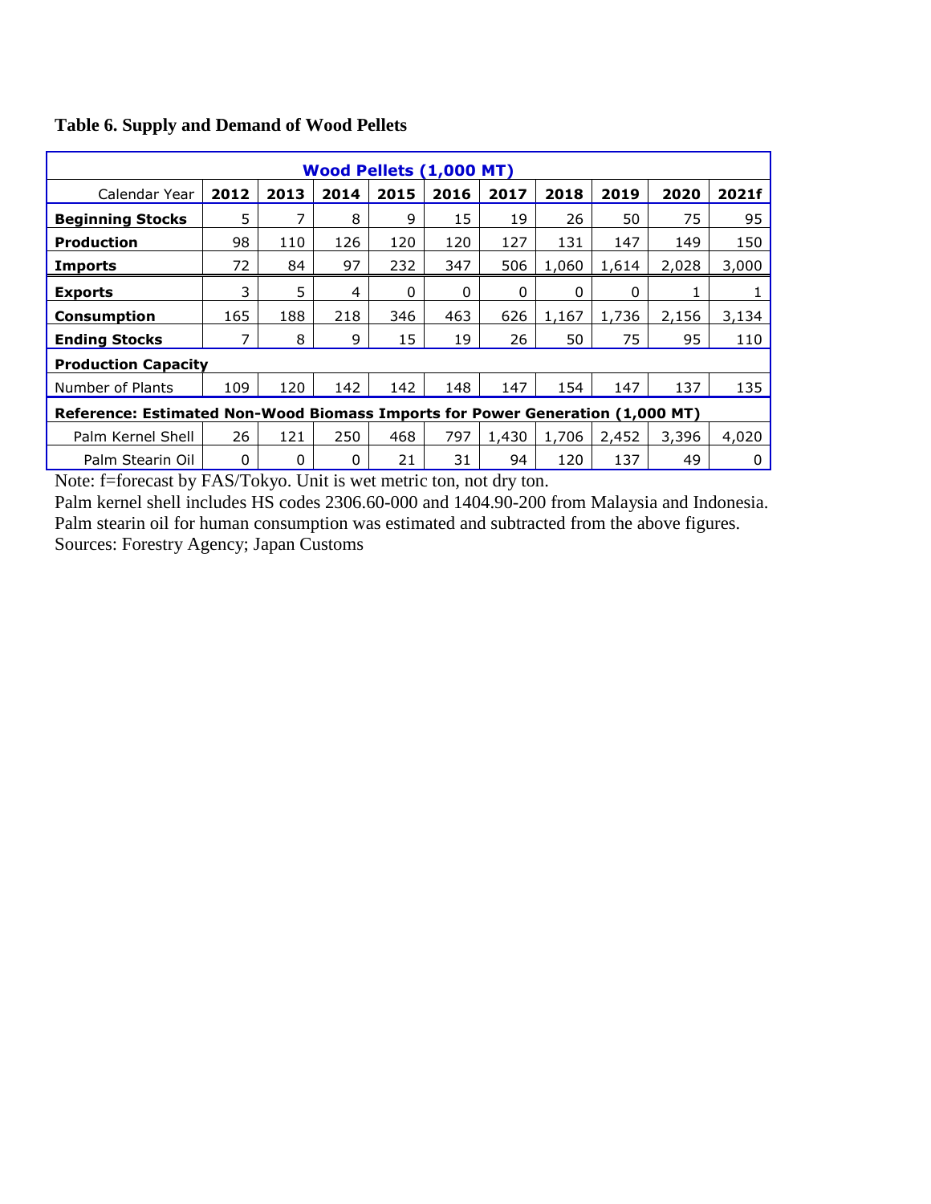**Table 6. Supply and Demand of Wood Pellets**

| Wood Pellets (1,000 MT) | | | | | | | | | | |
|---|---|---|---|---|---|---|---|---|---|---|
| Calendar Year | **2012** | **2013** | **2014** | **2015** | **2016** | **2017** | **2018** | **2019** | **2020** | **2021f** |
| **Beginning Stocks** | 5 | 7 | 8 | 9 | 15 | 19 | 26 | 50 | 75 | 95 |
| **Production** | 98 | 110 | 126 | 120 | 120 | 127 | 131 | 147 | 149 | 150 |
| **Imports** | 72 | 84 | 97 | 232 | 347 | 506 | 1,060 | 1,614 | 2,028 | 3,000 |
| **Exports** | 3 | 5 | 4 | 0 | 0 | 0 | 0 | 0 | 1 | 1 |
| **Consumption** | 165 | 188 | 218 | 346 | 463 | 626 | 1,167 | 1,736 | 2,156 | 3,134 |
| **Ending Stocks** | 7 | 8 | 9 | 15 | 19 | 26 | 50 | 75 | 95 | 110 |
| **Production Capacity** | | | | | | | | | | |
| Number of Plants | 109 | 120 | 142 | 142 | 148 | 147 | 154 | 147 | 137 | 135 |
| **Reference: Estimated Non-Wood Biomass Imports for Power Generation (1,000 MT)** | | | | | | | | | | |
| Palm Kernel Shell | 26 | 121 | 250 | 468 | 797 | 1,430 | 1,706 | 2,452 | 3,396 | 4,020 |
| Palm Stearin Oil | 0 | 0 | 0 | 21 | 31 | 94 | 120 | 137 | 49 | 0 |

Note: f=forecast by FAS/Tokyo. Unit is wet metric ton, not dry ton.
Palm kernel shell includes HS codes 2306.60-000 and 1404.90-200 from Malaysia and Indonesia.
Palm stearin oil for human consumption was estimated and subtracted from the above figures.
Sources: Forestry Agency; Japan Customs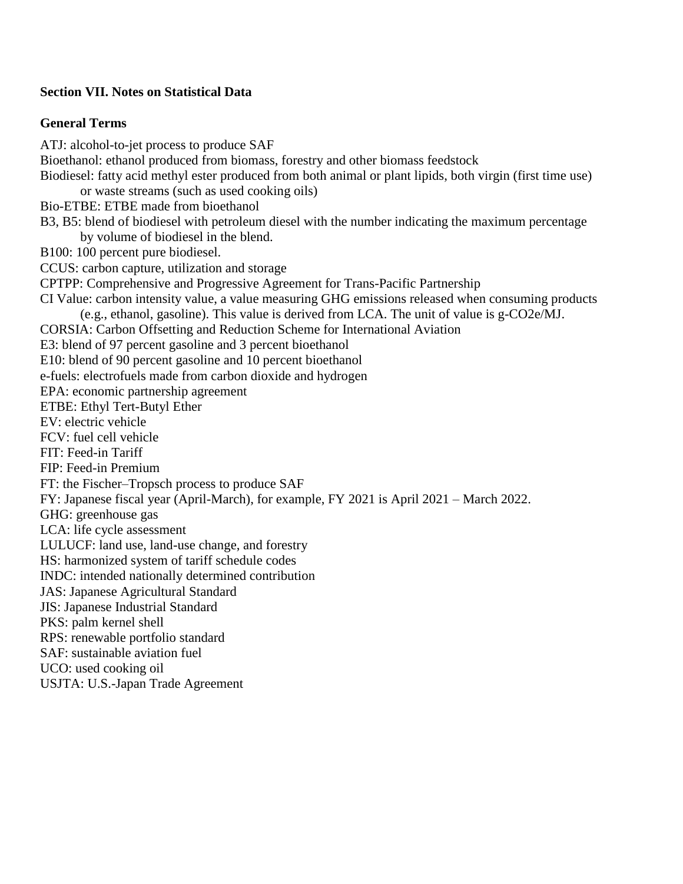**Section VII. Notes on Statistical Data**

**General Terms**

ATJ: alcohol-to-jet process to produce SAF
Bioethanol: ethanol produced from biomass, forestry and other biomass feedstock
Biodiesel: fatty acid methyl ester produced from both animal or plant lipids, both virgin (first time use) or waste streams (such as used cooking oils)
Bio-ETBE: ETBE made from bioethanol
B3, B5: blend of biodiesel with petroleum diesel with the number indicating the maximum percentage by volume of biodiesel in the blend.
B100: 100 percent pure biodiesel.
CCUS: carbon capture, utilization and storage
CPTPP: Comprehensive and Progressive Agreement for Trans-Pacific Partnership
CI Value: carbon intensity value, a value measuring GHG emissions released when consuming products (e.g., ethanol, gasoline). This value is derived from LCA. The unit of value is g-CO2e/MJ.
CORSIA: Carbon Offsetting and Reduction Scheme for International Aviation
E3: blend of 97 percent gasoline and 3 percent bioethanol
E10: blend of 90 percent gasoline and 10 percent bioethanol
e-fuels: electrofuels made from carbon dioxide and hydrogen
EPA: economic partnership agreement
ETBE: Ethyl Tert-Butyl Ether
EV: electric vehicle
FCV: fuel cell vehicle
FIT: Feed-in Tariff
FIP: Feed-in Premium
FT: the Fischer–Tropsch process to produce SAF
FY: Japanese fiscal year (April-March), for example, FY 2021 is April 2021 – March 2022.
GHG: greenhouse gas
LCA: life cycle assessment
LULUCF: land use, land-use change, and forestry
HS: harmonized system of tariff schedule codes
INDC: intended nationally determined contribution
JAS: Japanese Agricultural Standard
JIS: Japanese Industrial Standard
PKS: palm kernel shell
RPS: renewable portfolio standard
SAF: sustainable aviation fuel
UCO: used cooking oil
USJTA: U.S.-Japan Trade Agreement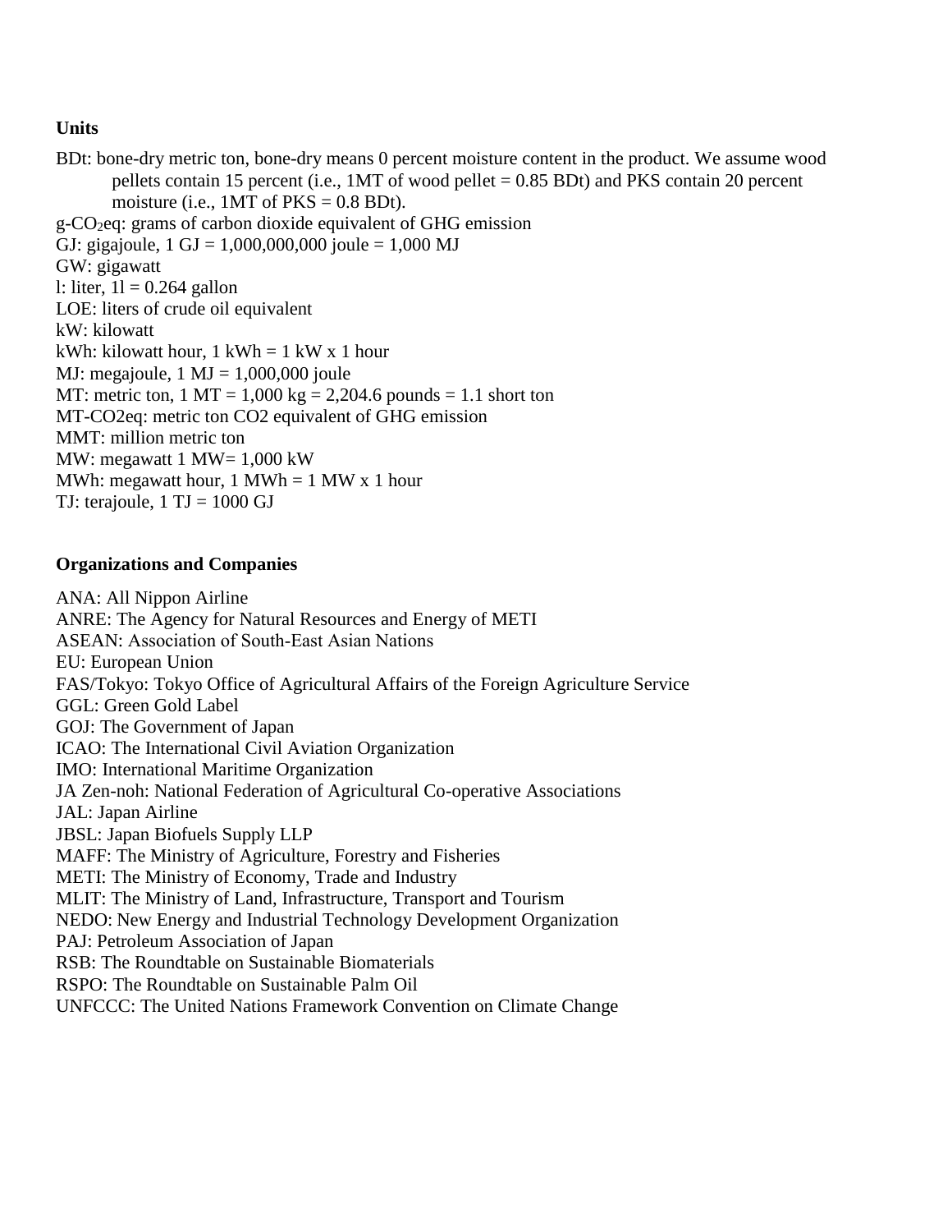**Units**

BDt: bone-dry metric ton, bone-dry means 0 percent moisture content in the product. We assume wood pellets contain 15 percent (i.e., 1MT of wood pellet = 0.85 BDt) and PKS contain 20 percent moisture (i.e., 1MT of PKS = 0.8 BDt).
g-$CO_2$eq: grams of carbon dioxide equivalent of GHG emission
GJ: gigajoule, 1 GJ = 1,000,000,000 joule = 1,000 MJ
GW: gigawatt
l: liter, 1l = 0.264 gallon
LOE: liters of crude oil equivalent
kW: kilowatt
kWh: kilowatt hour, 1 kWh = 1 kW x 1 hour
MJ: megajoule, 1 MJ = 1,000,000 joule
MT: metric ton, 1 MT = 1,000 kg = 2,204.6 pounds = 1.1 short ton
MT-CO2eq: metric ton CO2 equivalent of GHG emission
MMT: million metric ton
MW: megawatt 1 MW= 1,000 kW
MWh: megawatt hour, 1 MWh = 1 MW x 1 hour
TJ: terajoule, 1 TJ = 1000 GJ

**Organizations and Companies**

ANA: All Nippon Airline
ANRE: The Agency for Natural Resources and Energy of METI
ASEAN: Association of South-East Asian Nations
EU: European Union
FAS/Tokyo: Tokyo Office of Agricultural Affairs of the Foreign Agriculture Service
GGL: Green Gold Label
GOJ: The Government of Japan
ICAO: The International Civil Aviation Organization
IMO: International Maritime Organization
JA Zen-noh: National Federation of Agricultural Co-operative Associations
JAL: Japan Airline
JBSL: Japan Biofuels Supply LLP
MAFF: The Ministry of Agriculture, Forestry and Fisheries
METI: The Ministry of Economy, Trade and Industry
MLIT: The Ministry of Land, Infrastructure, Transport and Tourism
NEDO: New Energy and Industrial Technology Development Organization
PAJ: Petroleum Association of Japan
RSB: The Roundtable on Sustainable Biomaterials
RSPO: The Roundtable on Sustainable Palm Oil
UNFCCC: The United Nations Framework Convention on Climate Change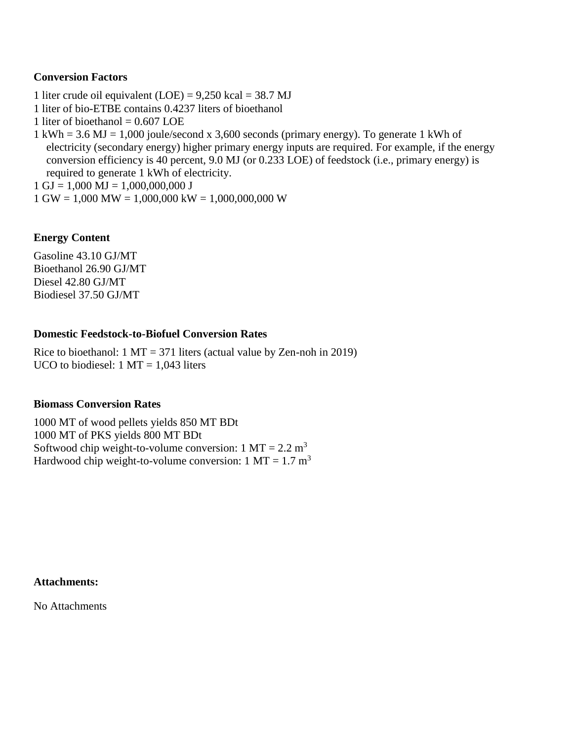**Conversion Factors**

1 liter crude oil equivalent (LOE) = 9,250 kcal = 38.7 MJ
1 liter of bio-ETBE contains 0.4237 liters of bioethanol
1 liter of bioethanol = 0.607 LOE
1 kWh = 3.6 MJ = 1,000 joule/second x 3,600 seconds (primary energy). To generate 1 kWh of electricity (secondary energy) higher primary energy inputs are required. For example, if the energy conversion efficiency is 40 percent, 9.0 MJ (or 0.233 LOE) of feedstock (i.e., primary energy) is required to generate 1 kWh of electricity.
1 GJ = 1,000 MJ = 1,000,000,000 J
1 GW = 1,000 MW = 1,000,000 kW = 1,000,000,000 W

**Energy Content**

Gasoline 43.10 GJ/MT
Bioethanol 26.90 GJ/MT
Diesel 42.80 GJ/MT
Biodiesel 37.50 GJ/MT

**Domestic Feedstock-to-Biofuel Conversion Rates**

Rice to bioethanol: 1 MT = 371 liters (actual value by Zen-noh in 2019)
UCO to biodiesel: 1 MT = 1,043 liters

**Biomass Conversion Rates**

1000 MT of wood pellets yields 850 MT BDt
1000 MT of PKS yields 800 MT BDt
Softwood chip weight-to-volume conversion: 1 MT = 2.2 $m^3$
Hardwood chip weight-to-volume conversion: 1 MT = 1.7 $m^3$

**Attachments:**

No Attachments